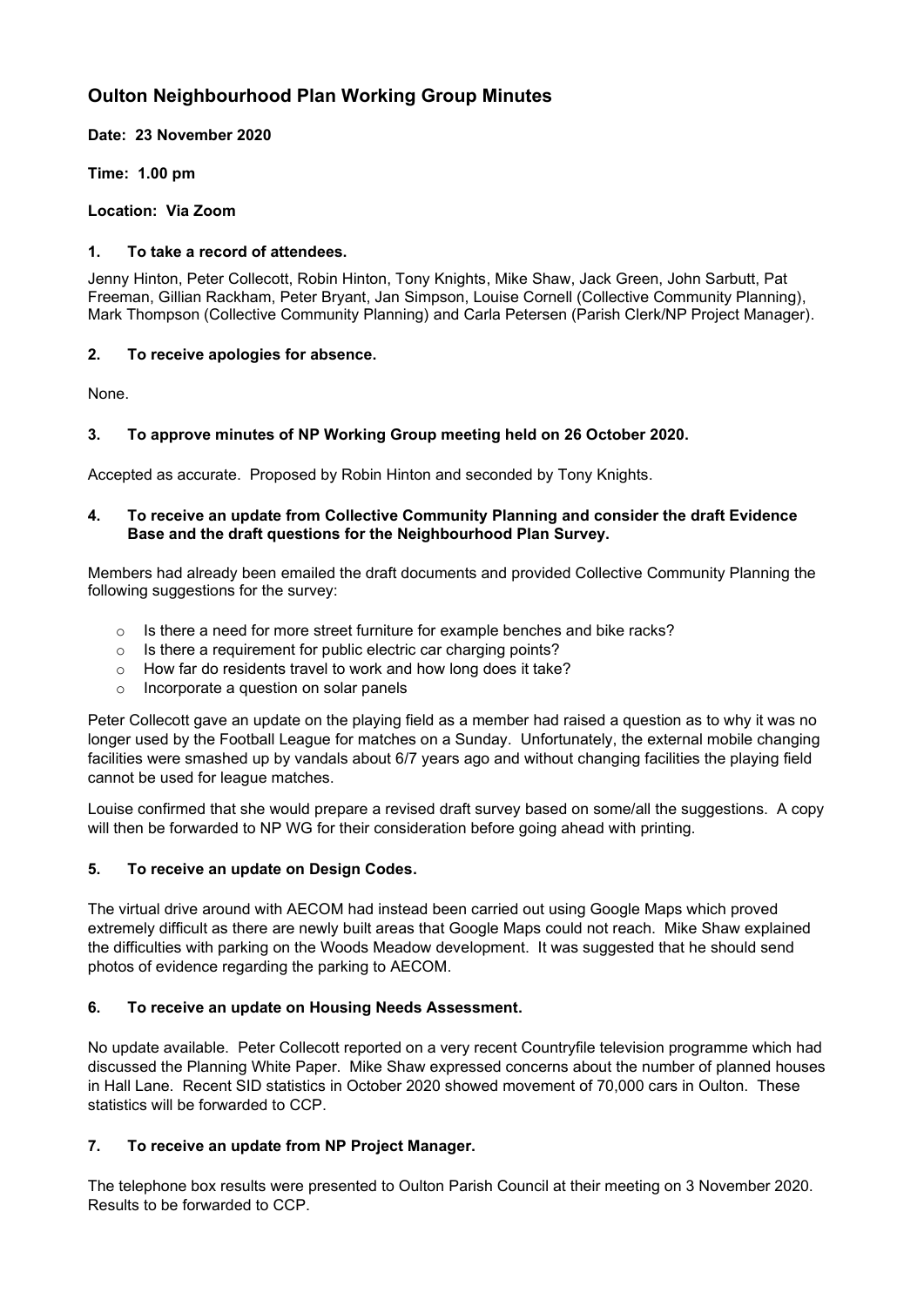# Oulton Neighbourhood Plan Working Group Minutes

**Date: 23 November 2020**

**Time: 1.00 pm**

**Location: Via Zoom**

## 1. To take a record of attendees.

Jenny Hinton, Peter Collecott, Robin Hinton, Tony Knights, Mike Shaw, Jack Green, John Sarbutt, Pat Freeman, Gillian Rackham, Peter Bryant, Jan Simpson, Louise Cornell (Collective Community Planning), Mark Thompson (Collective Community Planning) and Carla Petersen (Parish Clerk/NP Project Manager).

## 2. To receive apologies for absence.

None.

## 3. To approve minutes of NP Working Group meeting held on 26 October 2020.

Accepted as accurate. Proposed by Robin Hinton and seconded by Tony Knights.

## 4. To receive an update from Collective Community Planning and consider the draft Evidence Base and the draft questions for the Neighbourhood Plan Survey.

Members had already been emailed the draft documents and provided Collective Community Planning the following suggestions for the survey:

- Is there a need for more street furniture for example benches and bike racks?
- Is there a requirement for public electric car charging points?
- How far do residents travel to work and how long does it take?
- Incorporate a question on solar panels

Peter Collecott gave an update on the playing field as a member had raised a question as to why it was no longer used by the Football League for matches on a Sunday. Unfortunately, the external mobile changing facilities were smashed up by vandals about 6/7 years ago and without changing facilities the playing field cannot be used for league matches.

Louise confirmed that she would prepare a revised draft survey based on some/all the suggestions. A copy will then be forwarded to NP WG for their consideration before going ahead with printing.

## 5. To receive an update on Design Codes.

The virtual drive around with AECOM had instead been carried out using Google Maps which proved extremely difficult as there are newly built areas that Google Maps could not reach. Mike Shaw explained the difficulties with parking on the Woods Meadow development. It was suggested that he should send photos of evidence regarding the parking to AECOM.

## 6. To receive an update on Housing Needs Assessment.

No update available. Peter Collecott reported on a very recent Countryfile television programme which had discussed the Planning White Paper. Mike Shaw expressed concerns about the number of planned houses in Hall Lane. Recent SID statistics in October 2020 showed movement of 70,000 cars in Oulton. These statistics will be forwarded to CCP.

## 7. To receive an update from NP Project Manager.

The telephone box results were presented to Oulton Parish Council at their meeting on 3 November 2020. Results to be forwarded to CCP.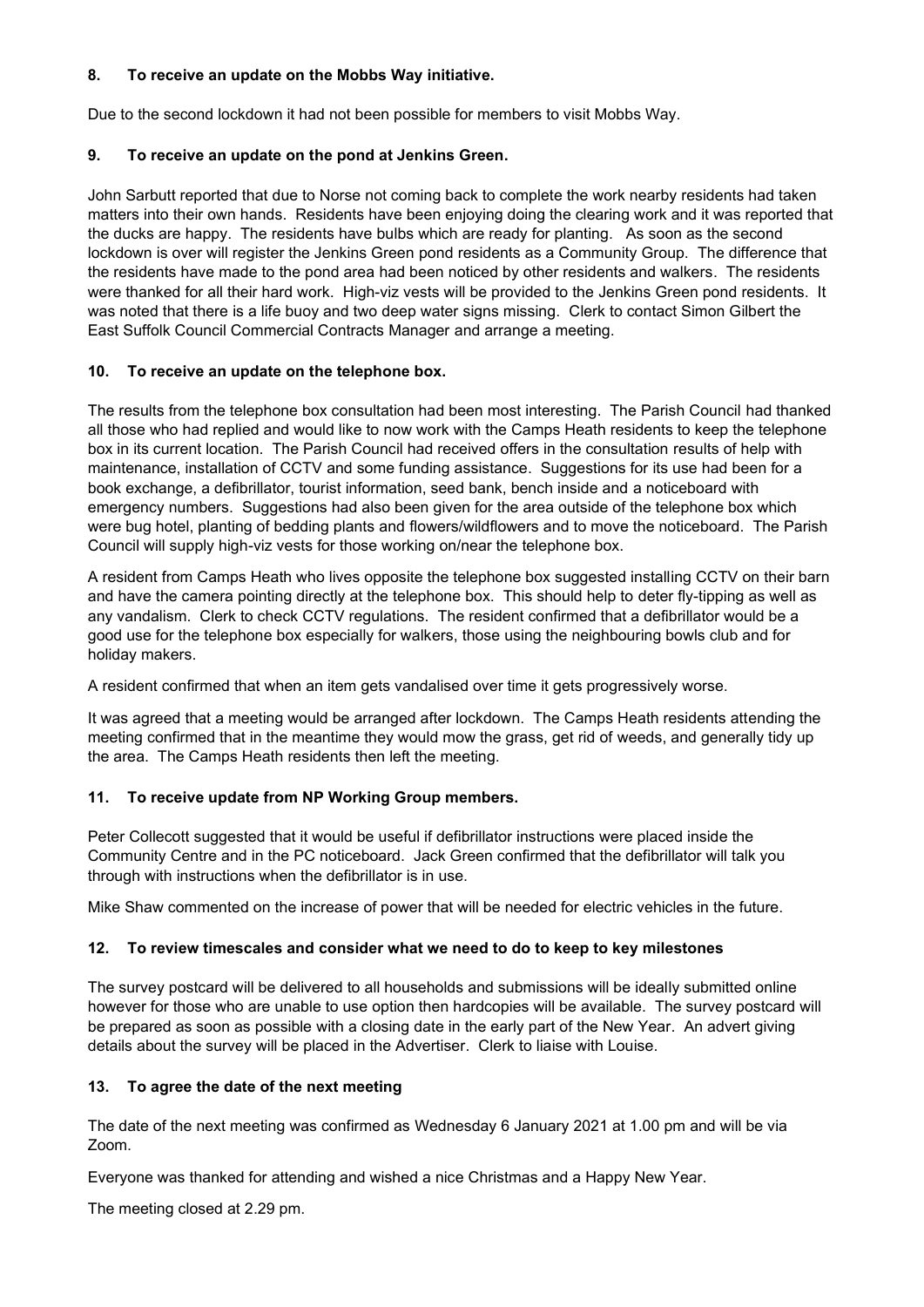## 8. To receive an update on the Mobbs Way initiative.

Due to the second lockdown it had not been possible for members to visit Mobbs Way.

## 9. To receive an update on the pond at Jenkins Green.

John Sarbutt reported that due to Norse not coming back to complete the work nearby residents had taken matters into their own hands. Residents have been enjoying doing the clearing work and it was reported that the ducks are happy. The residents have bulbs which are ready for planting. As soon as the second lockdown is over will register the Jenkins Green pond residents as a Community Group. The difference that the residents have made to the pond area had been noticed by other residents and walkers. The residents were thanked for all their hard work. High-viz vests will be provided to the Jenkins Green pond residents. It was noted that there is a life buoy and two deep water signs missing. Clerk to contact Simon Gilbert the East Suffolk Council Commercial Contracts Manager and arrange a meeting.

## 10. To receive an update on the telephone box.

The results from the telephone box consultation had been most interesting. The Parish Council had thanked all those who had replied and would like to now work with the Camps Heath residents to keep the telephone box in its current location. The Parish Council had received offers in the consultation results of help with maintenance, installation of CCTV and some funding assistance. Suggestions for its use had been for a book exchange, a defibrillator, tourist information, seed bank, bench inside and a noticeboard with emergency numbers. Suggestions had also been given for the area outside of the telephone box which were bug hotel, planting of bedding plants and flowers/wildflowers and to move the noticeboard. The Parish Council will supply high-viz vests for those working on/near the telephone box.

A resident from Camps Heath who lives opposite the telephone box suggested installing CCTV on their barn and have the camera pointing directly at the telephone box. This should help to deter fly-tipping as well as any vandalism. Clerk to check CCTV regulations. The resident confirmed that a defibrillator would be a good use for the telephone box especially for walkers, those using the neighbouring bowls club and for holiday makers.

A resident confirmed that when an item gets vandalised over time it gets progressively worse.

It was agreed that a meeting would be arranged after lockdown. The Camps Heath residents attending the meeting confirmed that in the meantime they would mow the grass, get rid of weeds, and generally tidy up the area. The Camps Heath residents then left the meeting.

## 11. To receive update from NP Working Group members.

Peter Collecott suggested that it would be useful if defibrillator instructions were placed inside the Community Centre and in the PC noticeboard. Jack Green confirmed that the defibrillator will talk you through with instructions when the defibrillator is in use.

Mike Shaw commented on the increase of power that will be needed for electric vehicles in the future.

## 12. To review timescales and consider what we need to do to keep to key milestones

The survey postcard will be delivered to all households and submissions will be ideally submitted online however for those who are unable to use option then hardcopies will be available. The survey postcard will be prepared as soon as possible with a closing date in the early part of the New Year. An advert giving details about the survey will be placed in the Advertiser. Clerk to liaise with Louise.

## 13. To agree the date of the next meeting

The date of the next meeting was confirmed as Wednesday 6 January 2021 at 1.00 pm and will be via Zoom.

Everyone was thanked for attending and wished a nice Christmas and a Happy New Year.

The meeting closed at 2.29 pm.